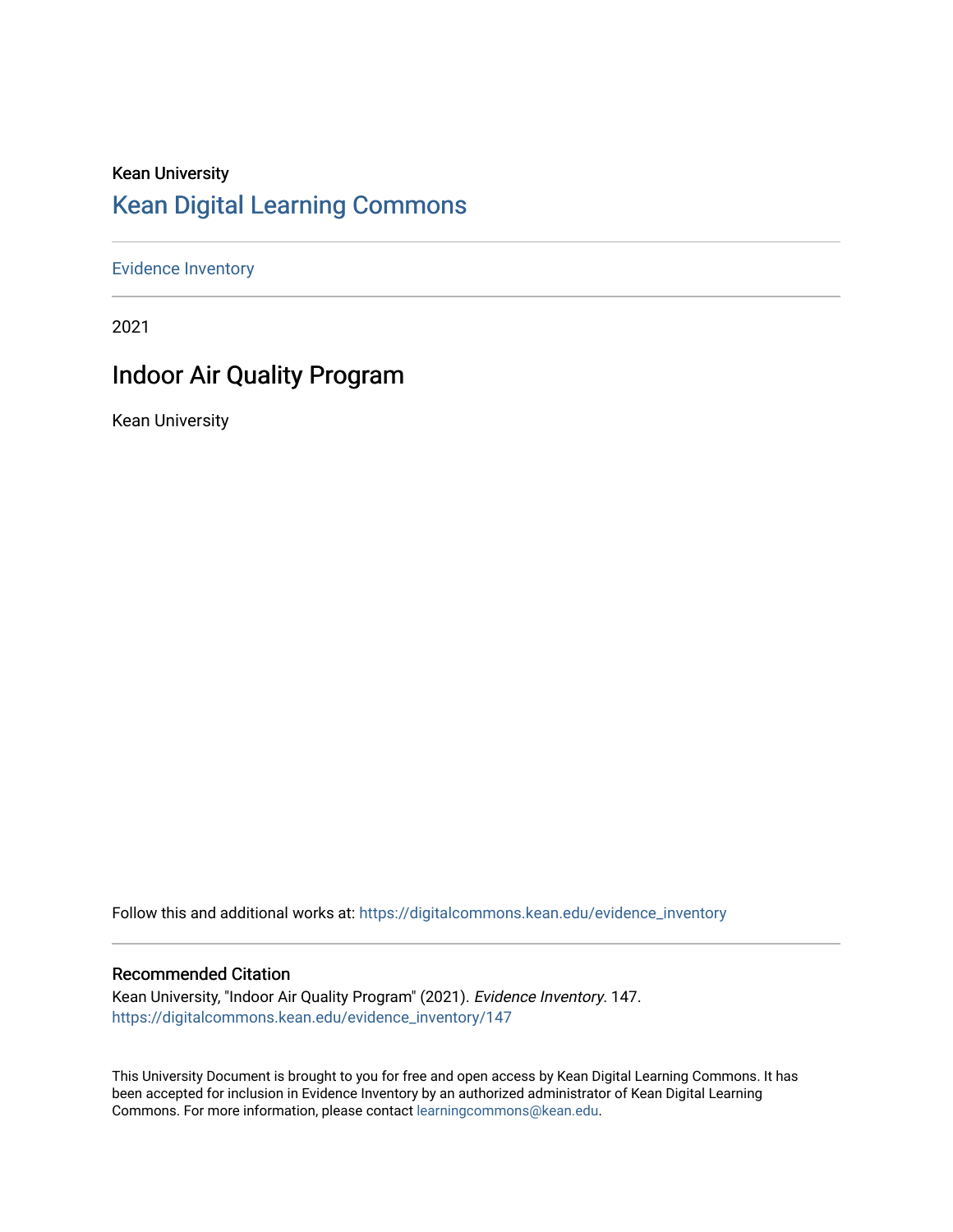Kean University

# Kean Digital Learning Commons

Evidence Inventory

2021

## Indoor Air Quality Program

Kean University

Follow this and additional works at: https://digitalcommons.kean.edu/evidence_inventory

### Recommended Citation

Kean University, "Indoor Air Quality Program" (2021). *Evidence Inventory*. 147.
https://digitalcommons.kean.edu/evidence_inventory/147

This University Document is brought to you for free and open access by Kean Digital Learning Commons. It has been accepted for inclusion in Evidence Inventory by an authorized administrator of Kean Digital Learning Commons. For more information, please contact learningcommons@kean.edu.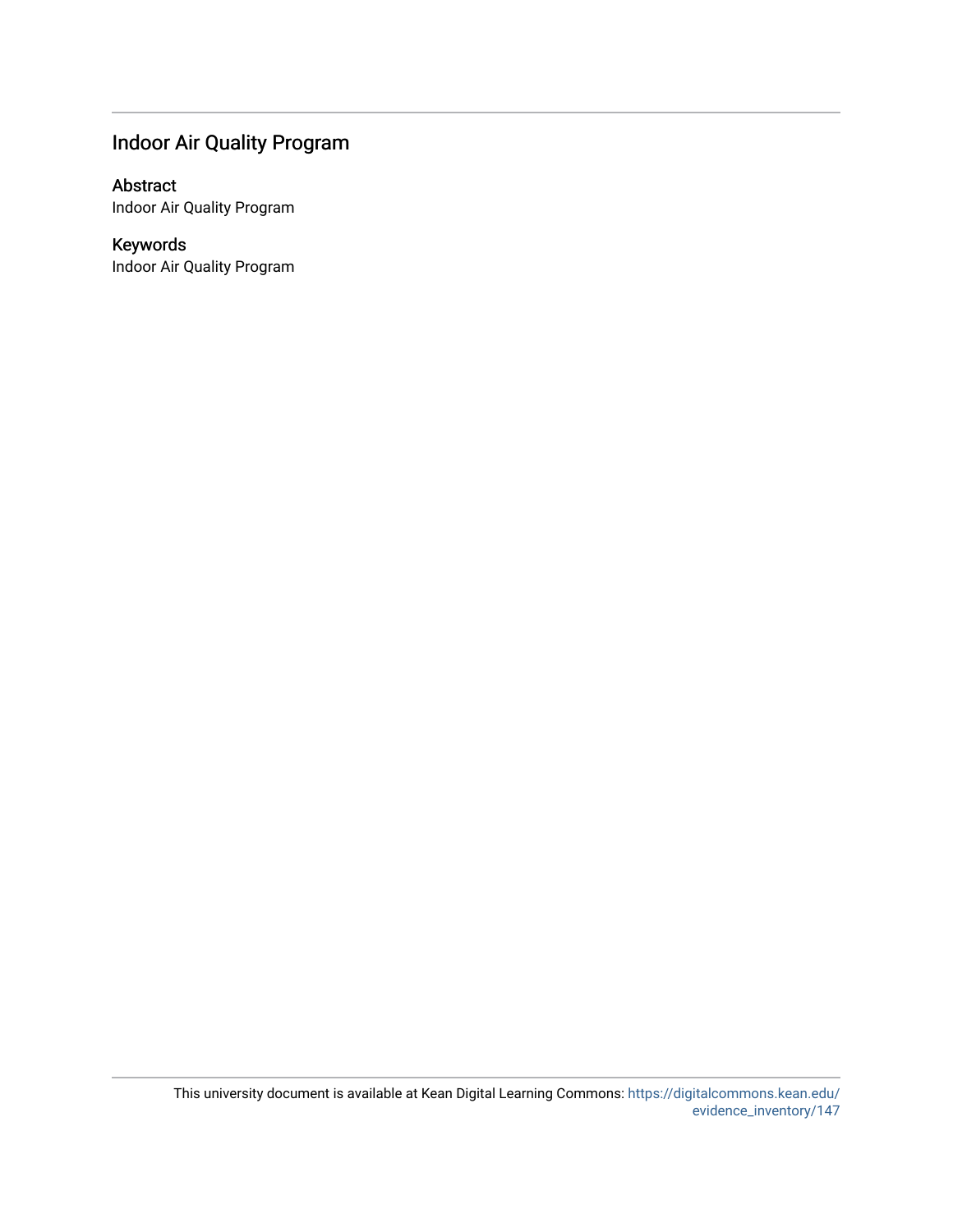## Indoor Air Quality Program

### Abstract

Indoor Air Quality Program

### Keywords

Indoor Air Quality Program

This university document is available at Kean Digital Learning Commons: https://digitalcommons.kean.edu/evidence_inventory/147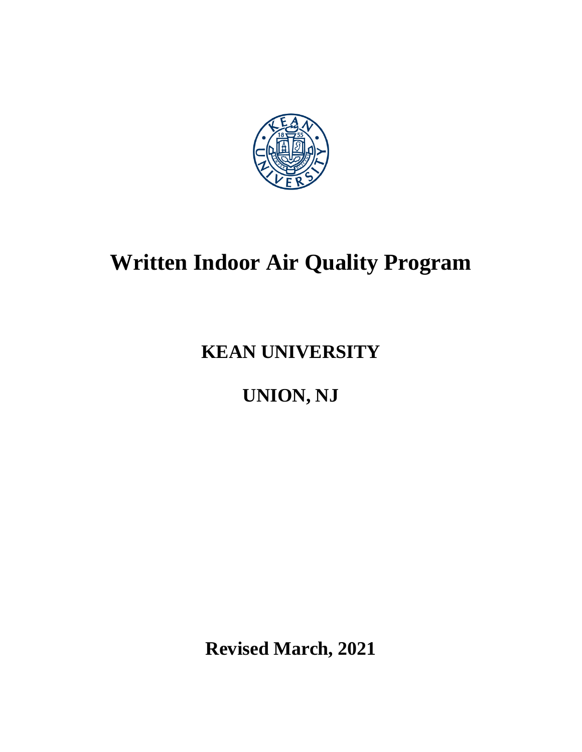# Written Indoor Air Quality Program

## KEAN UNIVERSITY

## UNION, NJ

**Revised March, 2021**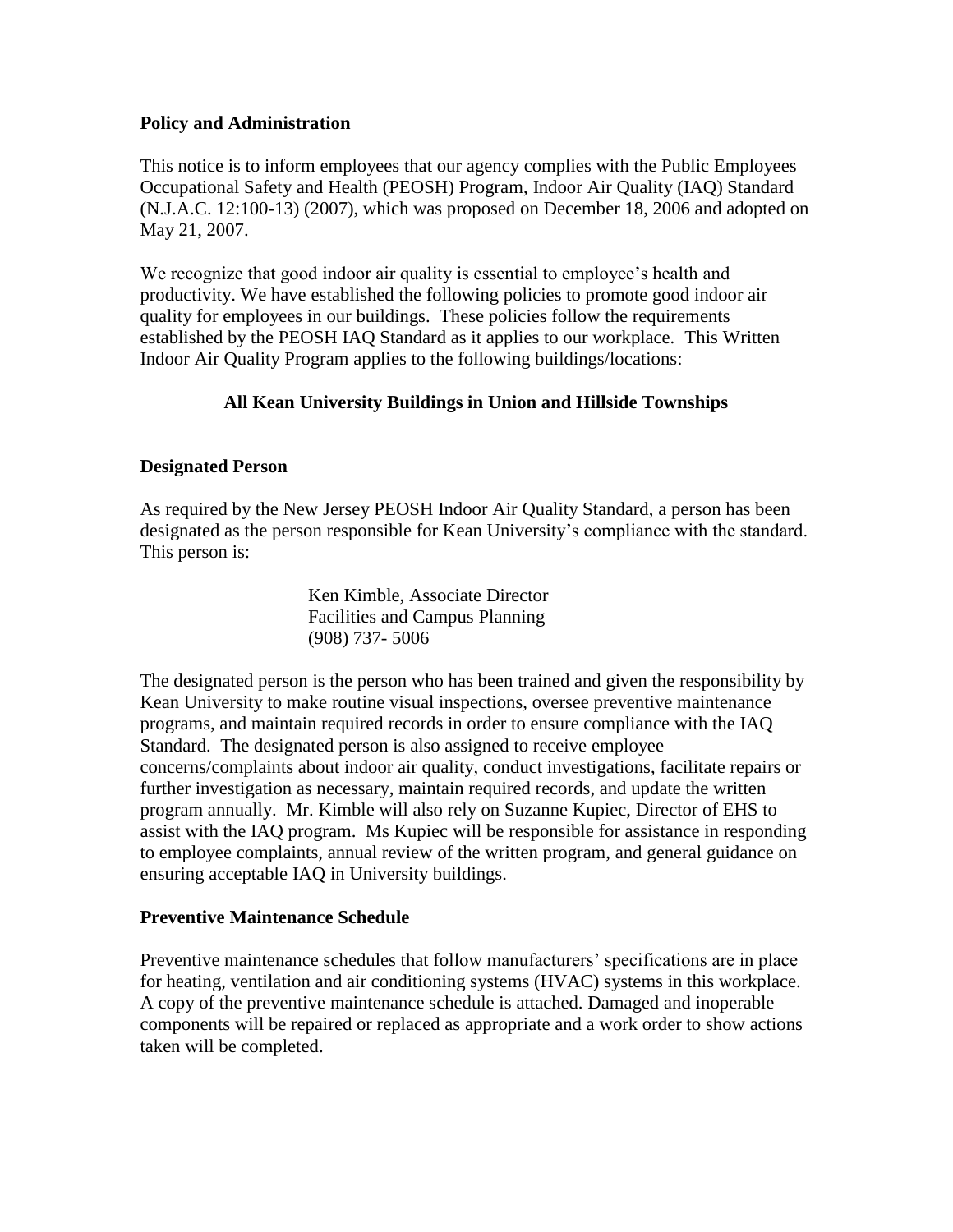## Policy and Administration

This notice is to inform employees that our agency complies with the Public Employees Occupational Safety and Health (PEOSH) Program, Indoor Air Quality (IAQ) Standard (N.J.A.C. 12:100-13) (2007), which was proposed on December 18, 2006 and adopted on May 21, 2007.

We recognize that good indoor air quality is essential to employee's health and productivity. We have established the following policies to promote good indoor air quality for employees in our buildings. These policies follow the requirements established by the PEOSH IAQ Standard as it applies to our workplace. This Written Indoor Air Quality Program applies to the following buildings/locations:

**All Kean University Buildings in Union and Hillside Townships**

## Designated Person

As required by the New Jersey PEOSH Indoor Air Quality Standard, a person has been designated as the person responsible for Kean University's compliance with the standard. This person is:

Ken Kimble, Associate Director
Facilities and Campus Planning
(908) 737- 5006

The designated person is the person who has been trained and given the responsibility by Kean University to make routine visual inspections, oversee preventive maintenance programs, and maintain required records in order to ensure compliance with the IAQ Standard. The designated person is also assigned to receive employee concerns/complaints about indoor air quality, conduct investigations, facilitate repairs or further investigation as necessary, maintain required records, and update the written program annually. Mr. Kimble will also rely on Suzanne Kupiec, Director of EHS to assist with the IAQ program. Ms Kupiec will be responsible for assistance in responding to employee complaints, annual review of the written program, and general guidance on ensuring acceptable IAQ in University buildings.

## Preventive Maintenance Schedule

Preventive maintenance schedules that follow manufacturers' specifications are in place for heating, ventilation and air conditioning systems (HVAC) systems in this workplace. A copy of the preventive maintenance schedule is attached. Damaged and inoperable components will be repaired or replaced as appropriate and a work order to show actions taken will be completed.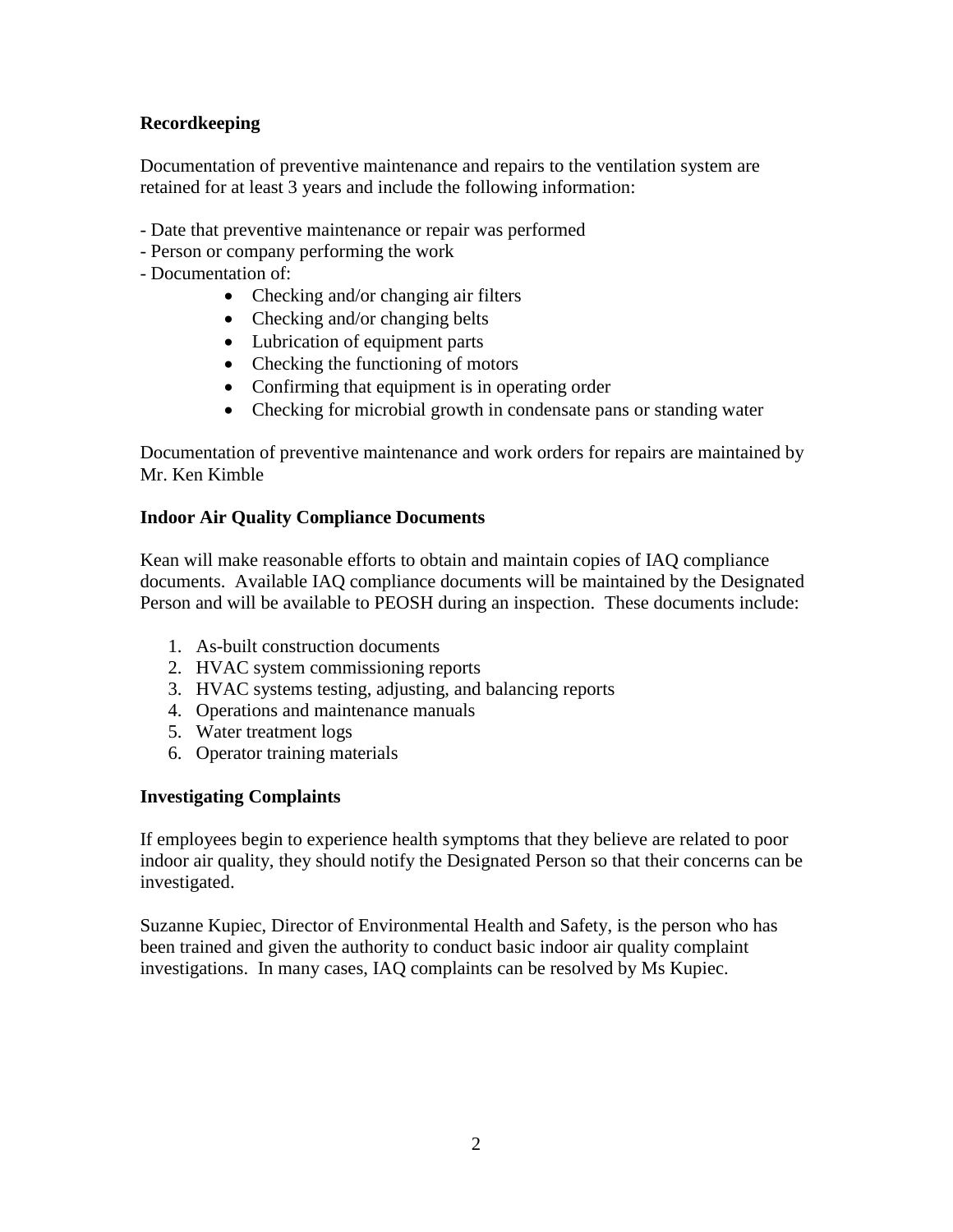**Recordkeeping**

Documentation of preventive maintenance and repairs to the ventilation system are retained for at least 3 years and include the following information:

- Date that preventive maintenance or repair was performed
- Person or company performing the work
- Documentation of:
    - Checking and/or changing air filters
    - Checking and/or changing belts
    - Lubrication of equipment parts
    - Checking the functioning of motors
    - Confirming that equipment is in operating order
    - Checking for microbial growth in condensate pans or standing water

Documentation of preventive maintenance and work orders for repairs are maintained by Mr. Ken Kimble

**Indoor Air Quality Compliance Documents**

Kean will make reasonable efforts to obtain and maintain copies of IAQ compliance documents. Available IAQ compliance documents will be maintained by the Designated Person and will be available to PEOSH during an inspection. These documents include:

1. As-built construction documents
2. HVAC system commissioning reports
3. HVAC systems testing, adjusting, and balancing reports
4. Operations and maintenance manuals
5. Water treatment logs
6. Operator training materials

**Investigating Complaints**

If employees begin to experience health symptoms that they believe are related to poor indoor air quality, they should notify the Designated Person so that their concerns can be investigated.

Suzanne Kupiec, Director of Environmental Health and Safety, is the person who has been trained and given the authority to conduct basic indoor air quality complaint investigations. In many cases, IAQ complaints can be resolved by Ms Kupiec.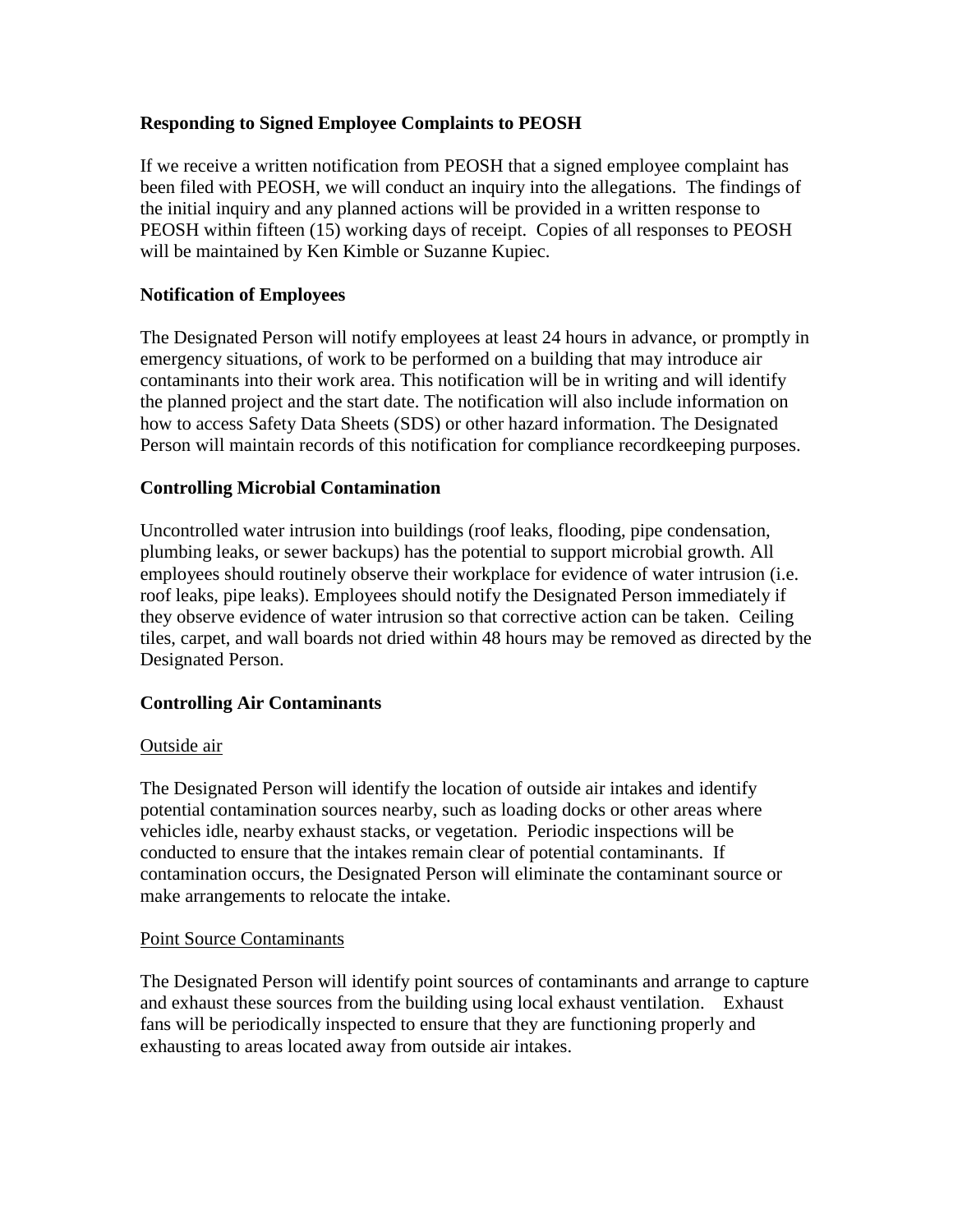**Responding to Signed Employee Complaints to PEOSH**

If we receive a written notification from PEOSH that a signed employee complaint has been filed with PEOSH, we will conduct an inquiry into the allegations. The findings of the initial inquiry and any planned actions will be provided in a written response to PEOSH within fifteen (15) working days of receipt. Copies of all responses to PEOSH will be maintained by Ken Kimble or Suzanne Kupiec.

**Notification of Employees**

The Designated Person will notify employees at least 24 hours in advance, or promptly in emergency situations, of work to be performed on a building that may introduce air contaminants into their work area. This notification will be in writing and will identify the planned project and the start date. The notification will also include information on how to access Safety Data Sheets (SDS) or other hazard information. The Designated Person will maintain records of this notification for compliance recordkeeping purposes.

**Controlling Microbial Contamination**

Uncontrolled water intrusion into buildings (roof leaks, flooding, pipe condensation, plumbing leaks, or sewer backups) has the potential to support microbial growth. All employees should routinely observe their workplace for evidence of water intrusion (i.e. roof leaks, pipe leaks). Employees should notify the Designated Person immediately if they observe evidence of water intrusion so that corrective action can be taken. Ceiling tiles, carpet, and wall boards not dried within 48 hours may be removed as directed by the Designated Person.

**Controlling Air Contaminants**

Outside air

The Designated Person will identify the location of outside air intakes and identify potential contamination sources nearby, such as loading docks or other areas where vehicles idle, nearby exhaust stacks, or vegetation. Periodic inspections will be conducted to ensure that the intakes remain clear of potential contaminants. If contamination occurs, the Designated Person will eliminate the contaminant source or make arrangements to relocate the intake.

Point Source Contaminants

The Designated Person will identify point sources of contaminants and arrange to capture and exhaust these sources from the building using local exhaust ventilation. Exhaust fans will be periodically inspected to ensure that they are functioning properly and exhausting to areas located away from outside air intakes.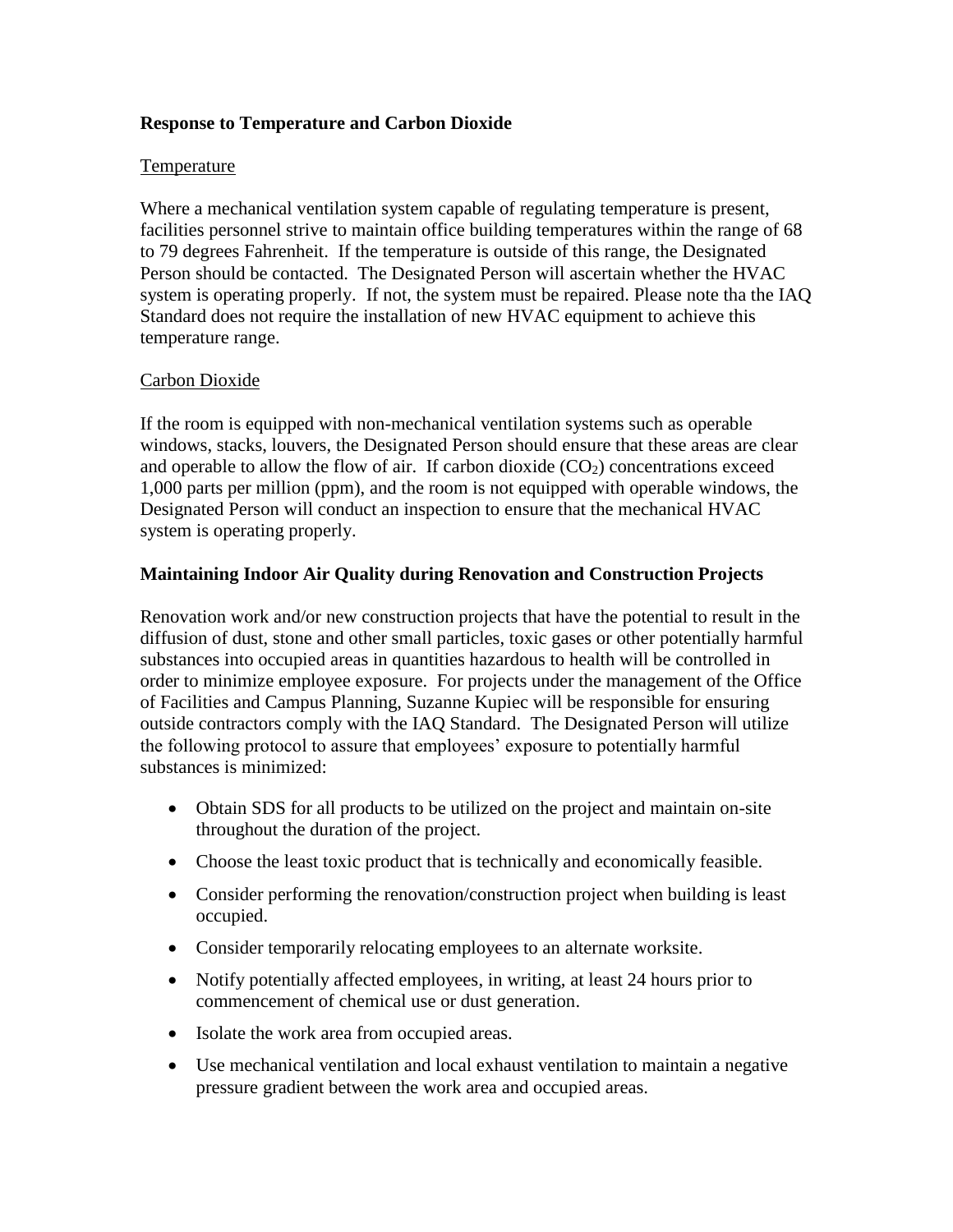**Response to Temperature and Carbon Dioxide**

Temperature

Where a mechanical ventilation system capable of regulating temperature is present, facilities personnel strive to maintain office building temperatures within the range of 68 to 79 degrees Fahrenheit. If the temperature is outside of this range, the Designated Person should be contacted. The Designated Person will ascertain whether the HVAC system is operating properly. If not, the system must be repaired. Please note tha the IAQ Standard does not require the installation of new HVAC equipment to achieve this temperature range.

Carbon Dioxide

If the room is equipped with non-mechanical ventilation systems such as operable windows, stacks, louvers, the Designated Person should ensure that these areas are clear and operable to allow the flow of air. If carbon dioxide ($CO_2$) concentrations exceed 1,000 parts per million (ppm), and the room is not equipped with operable windows, the Designated Person will conduct an inspection to ensure that the mechanical HVAC system is operating properly.

**Maintaining Indoor Air Quality during Renovation and Construction Projects**

Renovation work and/or new construction projects that have the potential to result in the diffusion of dust, stone and other small particles, toxic gases or other potentially harmful substances into occupied areas in quantities hazardous to health will be controlled in order to minimize employee exposure. For projects under the management of the Office of Facilities and Campus Planning, Suzanne Kupiec will be responsible for ensuring outside contractors comply with the IAQ Standard. The Designated Person will utilize the following protocol to assure that employees' exposure to potentially harmful substances is minimized:

- Obtain SDS for all products to be utilized on the project and maintain on-site throughout the duration of the project.
- Choose the least toxic product that is technically and economically feasible.
- Consider performing the renovation/construction project when building is least occupied.
- Consider temporarily relocating employees to an alternate worksite.
- Notify potentially affected employees, in writing, at least 24 hours prior to commencement of chemical use or dust generation.
- Isolate the work area from occupied areas.
- Use mechanical ventilation and local exhaust ventilation to maintain a negative pressure gradient between the work area and occupied areas.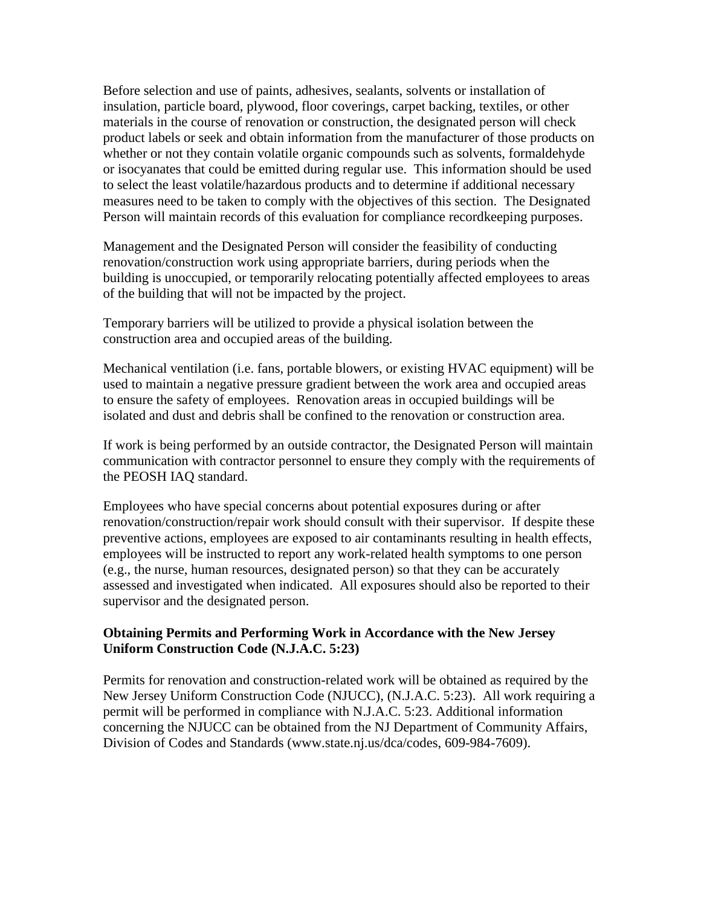Before selection and use of paints, adhesives, sealants, solvents or installation of insulation, particle board, plywood, floor coverings, carpet backing, textiles, or other materials in the course of renovation or construction, the designated person will check product labels or seek and obtain information from the manufacturer of those products on whether or not they contain volatile organic compounds such as solvents, formaldehyde or isocyanates that could be emitted during regular use. This information should be used to select the least volatile/hazardous products and to determine if additional necessary measures need to be taken to comply with the objectives of this section. The Designated Person will maintain records of this evaluation for compliance recordkeeping purposes.

Management and the Designated Person will consider the feasibility of conducting renovation/construction work using appropriate barriers, during periods when the building is unoccupied, or temporarily relocating potentially affected employees to areas of the building that will not be impacted by the project.

Temporary barriers will be utilized to provide a physical isolation between the construction area and occupied areas of the building.

Mechanical ventilation (i.e. fans, portable blowers, or existing HVAC equipment) will be used to maintain a negative pressure gradient between the work area and occupied areas to ensure the safety of employees. Renovation areas in occupied buildings will be isolated and dust and debris shall be confined to the renovation or construction area.

If work is being performed by an outside contractor, the Designated Person will maintain communication with contractor personnel to ensure they comply with the requirements of the PEOSH IAQ standard.

Employees who have special concerns about potential exposures during or after renovation/construction/repair work should consult with their supervisor. If despite these preventive actions, employees are exposed to air contaminants resulting in health effects, employees will be instructed to report any work-related health symptoms to one person (e.g., the nurse, human resources, designated person) so that they can be accurately assessed and investigated when indicated. All exposures should also be reported to their supervisor and the designated person.

**Obtaining Permits and Performing Work in Accordance with the New Jersey Uniform Construction Code (N.J.A.C. 5:23)**

Permits for renovation and construction-related work will be obtained as required by the New Jersey Uniform Construction Code (NJUCC), (N.J.A.C. 5:23). All work requiring a permit will be performed in compliance with N.J.A.C. 5:23. Additional information concerning the NJUCC can be obtained from the NJ Department of Community Affairs, Division of Codes and Standards (www.state.nj.us/dca/codes, 609-984-7609).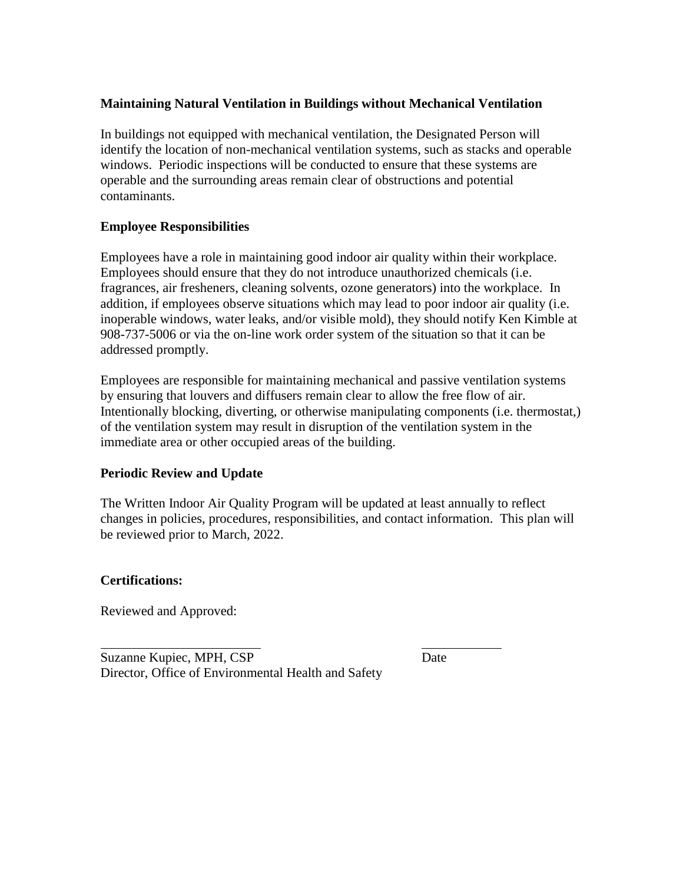**Maintaining Natural Ventilation in Buildings without Mechanical Ventilation**

In buildings not equipped with mechanical ventilation, the Designated Person will identify the location of non-mechanical ventilation systems, such as stacks and operable windows. Periodic inspections will be conducted to ensure that these systems are operable and the surrounding areas remain clear of obstructions and potential contaminants.

**Employee Responsibilities**

Employees have a role in maintaining good indoor air quality within their workplace. Employees should ensure that they do not introduce unauthorized chemicals (i.e. fragrances, air fresheners, cleaning solvents, ozone generators) into the workplace. In addition, if employees observe situations which may lead to poor indoor air quality (i.e. inoperable windows, water leaks, and/or visible mold), they should notify Ken Kimble at 908-737-5006 or via the on-line work order system of the situation so that it can be addressed promptly.

Employees are responsible for maintaining mechanical and passive ventilation systems by ensuring that louvers and diffusers remain clear to allow the free flow of air. Intentionally blocking, diverting, or otherwise manipulating components (i.e. thermostat,) of the ventilation system may result in disruption of the ventilation system in the immediate area or other occupied areas of the building.

**Periodic Review and Update**

The Written Indoor Air Quality Program will be updated at least annually to reflect changes in policies, procedures, responsibilities, and contact information. This plan will be reviewed prior to March, 2022.

**Certifications:**

Reviewed and Approved:

\_\_\_\_\_\_\_\_\_\_\_\_\_\_\_\_\_\_\_\_\_\_\_\_\_\_ \_\_\_\_\_\_\_\_\_\_\_\_

Suzanne Kupiec, MPH, CSP Date
Director, Office of Environmental Health and Safety